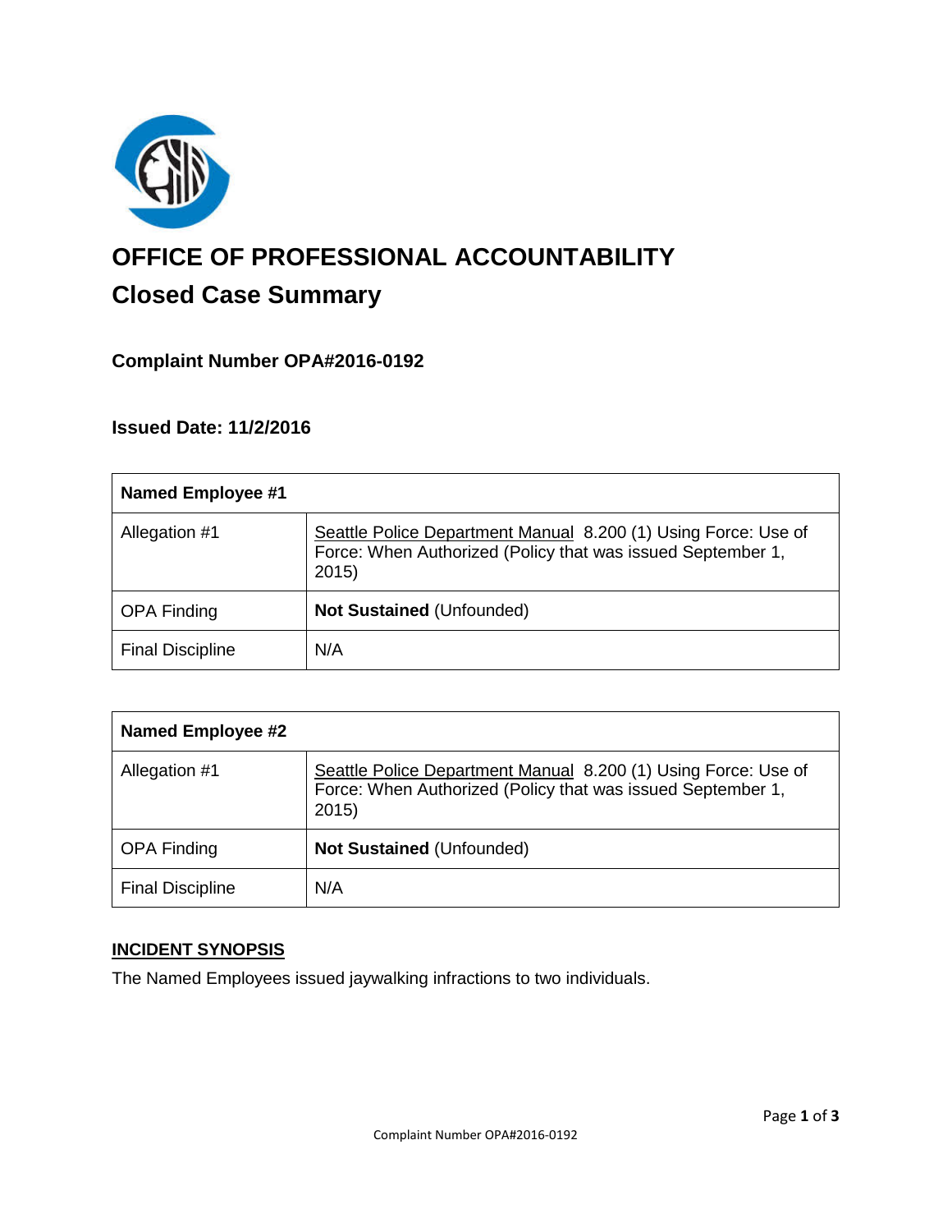# OFFICE OF PROFESSIONAL ACCOUNTABILITY

## Closed Case Summary

### Complaint Number OPA#2016-0192

### Issued Date: 11/2/2016

| Named Employee #1 | |
|---|---|
| Allegation #1 | Seattle Police Department Manual 8.200 (1) Using Force: Use of Force: When Authorized (Policy that was issued September 1, 2015) |
| OPA Finding | **Not Sustained** (Unfounded) |
| Final Discipline | N/A |

| Named Employee #2 | |
|---|---|
| Allegation #1 | Seattle Police Department Manual 8.200 (1) Using Force: Use of Force: When Authorized (Policy that was issued September 1, 2015) |
| OPA Finding | **Not Sustained** (Unfounded) |
| Final Discipline | N/A |

### INCIDENT SYNOPSIS

The Named Employees issued jaywalking infractions to two individuals.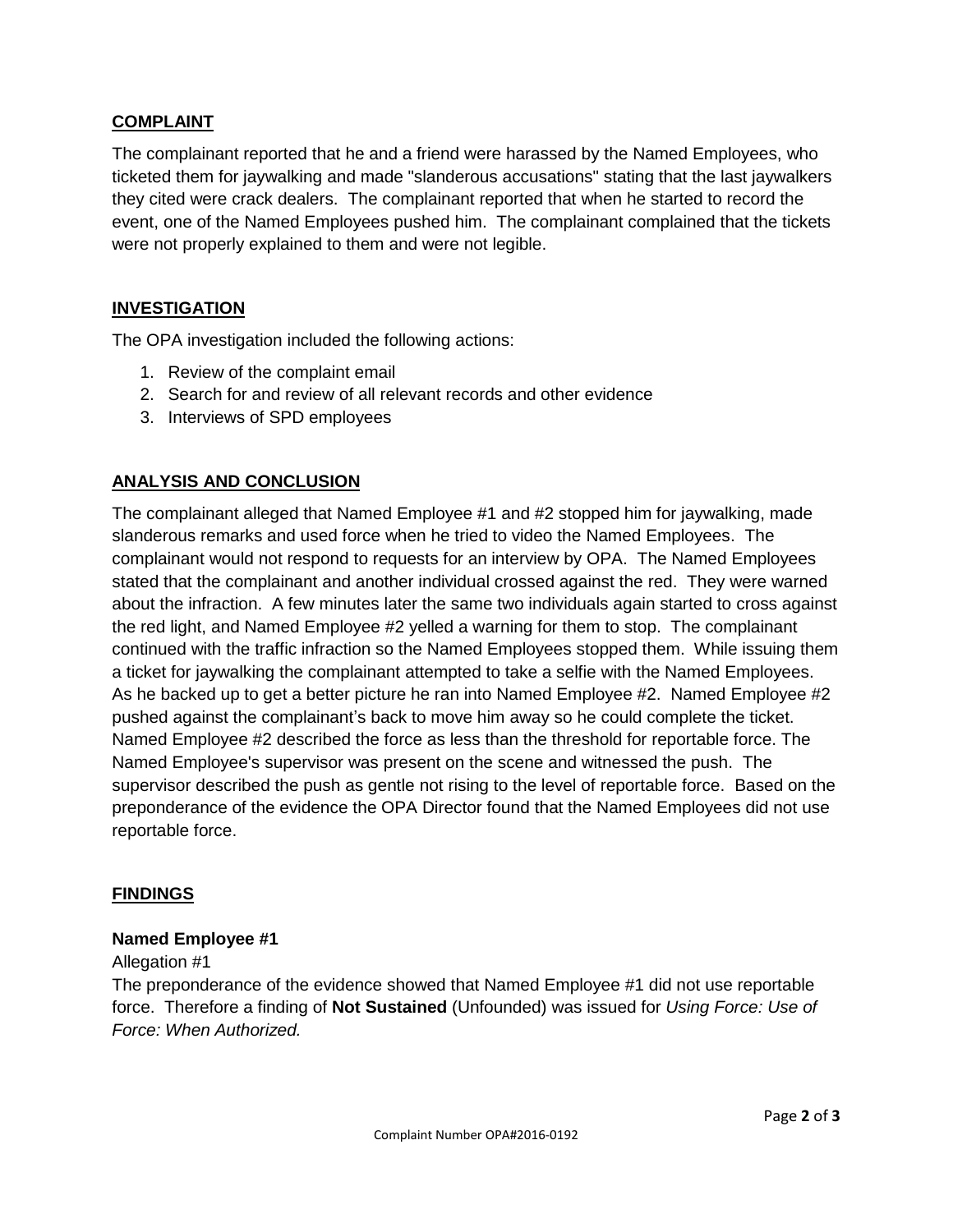## COMPLAINT

The complainant reported that he and a friend were harassed by the Named Employees, who ticketed them for jaywalking and made "slanderous accusations" stating that the last jaywalkers they cited were crack dealers. The complainant reported that when he started to record the event, one of the Named Employees pushed him. The complainant complained that the tickets were not properly explained to them and were not legible.

## INVESTIGATION

The OPA investigation included the following actions:

1. Review of the complaint email
2. Search for and review of all relevant records and other evidence
3. Interviews of SPD employees

## ANALYSIS AND CONCLUSION

The complainant alleged that Named Employee #1 and #2 stopped him for jaywalking, made slanderous remarks and used force when he tried to video the Named Employees. The complainant would not respond to requests for an interview by OPA. The Named Employees stated that the complainant and another individual crossed against the red. They were warned about the infraction. A few minutes later the same two individuals again started to cross against the red light, and Named Employee #2 yelled a warning for them to stop. The complainant continued with the traffic infraction so the Named Employees stopped them. While issuing them a ticket for jaywalking the complainant attempted to take a selfie with the Named Employees. As he backed up to get a better picture he ran into Named Employee #2. Named Employee #2 pushed against the complainant's back to move him away so he could complete the ticket. Named Employee #2 described the force as less than the threshold for reportable force. The Named Employee's supervisor was present on the scene and witnessed the push. The supervisor described the push as gentle not rising to the level of reportable force. Based on the preponderance of the evidence the OPA Director found that the Named Employees did not use reportable force.

## FINDINGS

**Named Employee #1**

Allegation #1

The preponderance of the evidence showed that Named Employee #1 did not use reportable force. Therefore a finding of **Not Sustained** (Unfounded) was issued for *Using Force: Use of Force: When Authorized.*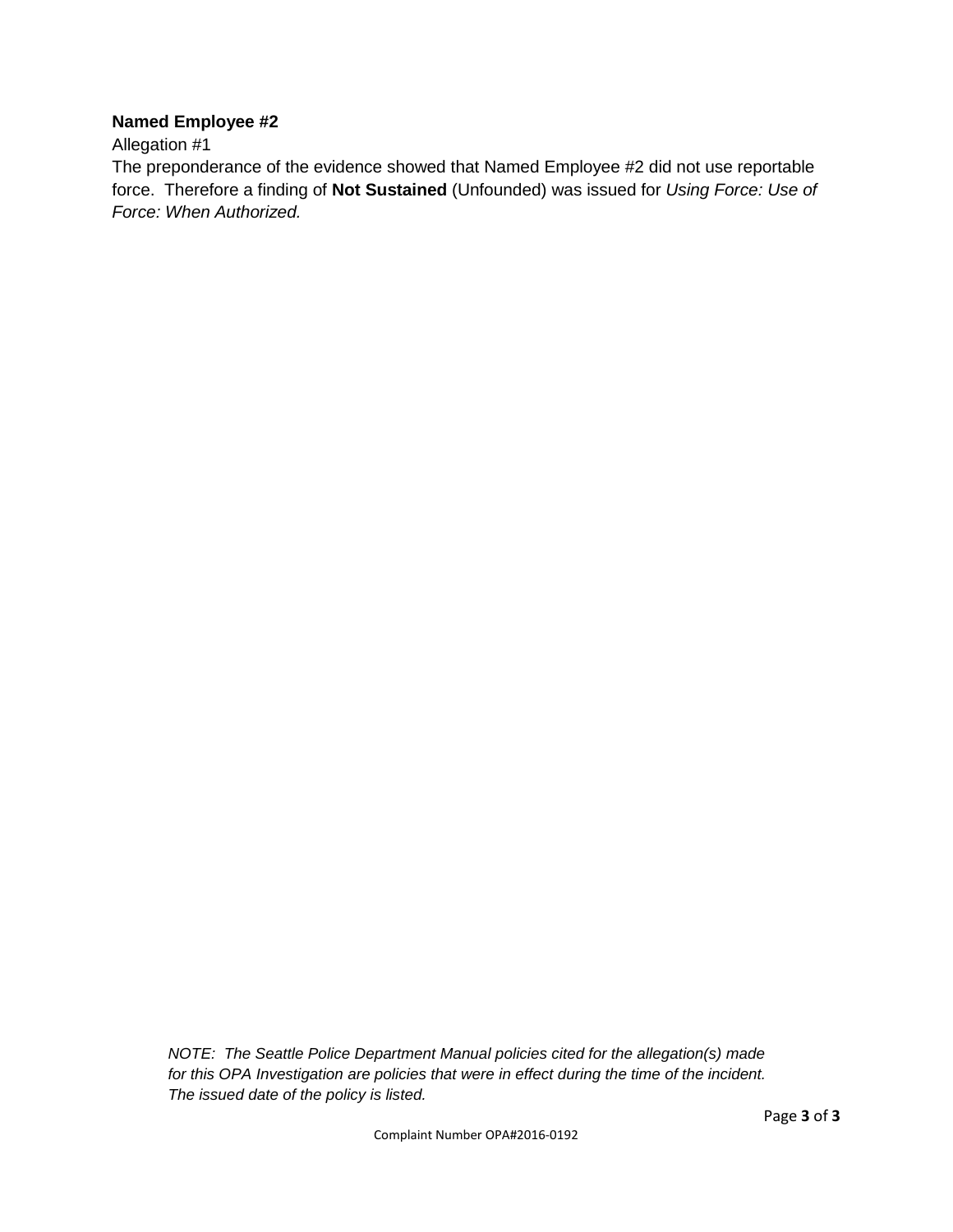**Named Employee #2**

Allegation #1

The preponderance of the evidence showed that Named Employee #2 did not use reportable force. Therefore a finding of **Not Sustained** (Unfounded) was issued for *Using Force: Use of Force: When Authorized.*

*NOTE: The Seattle Police Department Manual policies cited for the allegation(s) made for this OPA Investigation are policies that were in effect during the time of the incident. The issued date of the policy is listed.*